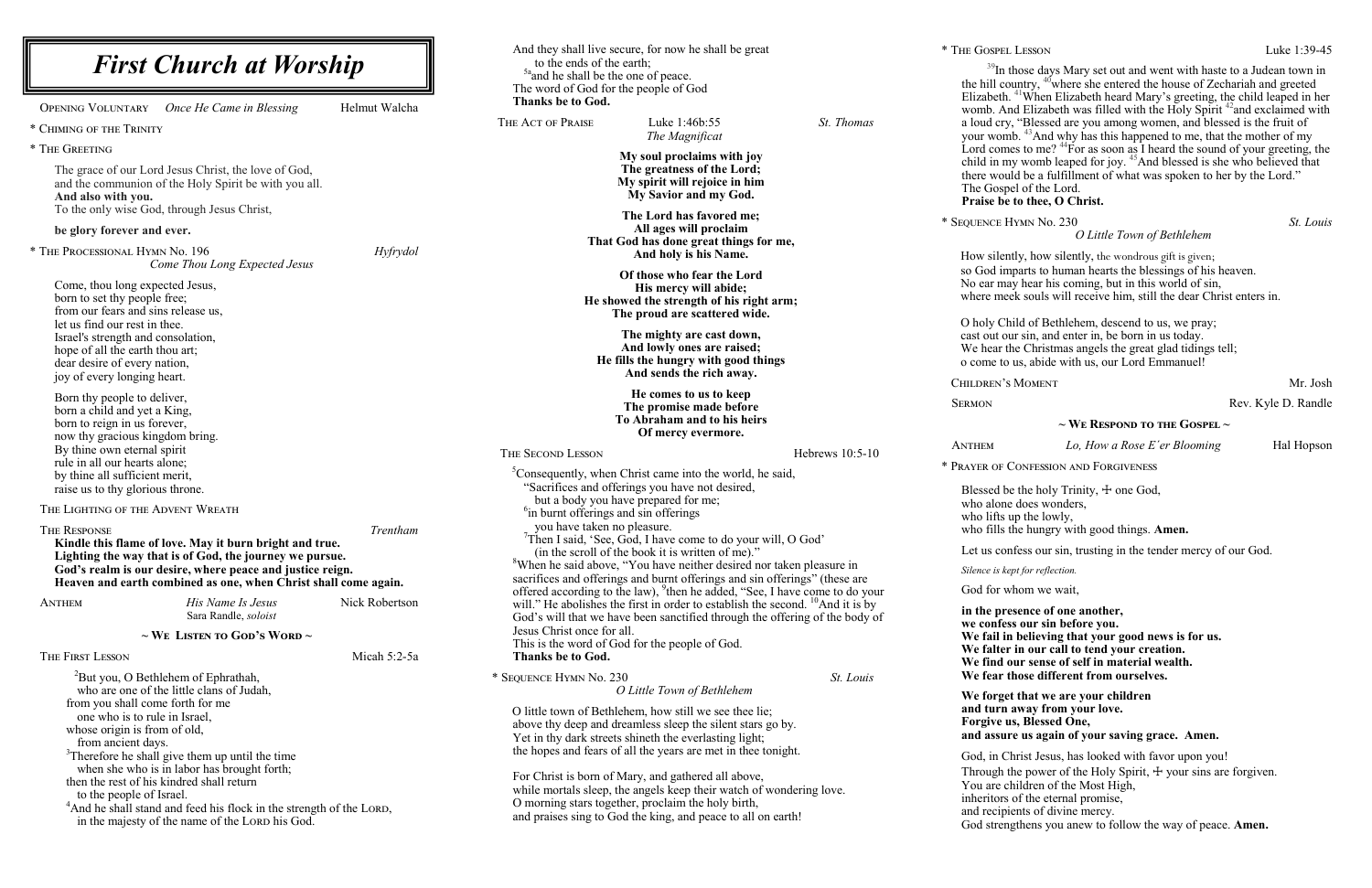# First Church at Worship

OPENING VOLUNTARY *Once He Came in Blessing* Helmut Walcha

\* CHIMING OF THE TRINITY

\* THE GREETING

The grace of our Lord Jesus Christ, the love of God,
and the communion of the Holy Spirit be with you all.
**And also with you.**
To the only wise God, through Jesus Christ,

**be glory forever and ever.**

\* THE PROCESSIONAL HYMN No. 196 *Hyfrydol*
*Come Thou Long Expected Jesus*

Come, thou long expected Jesus,
born to set thy people free;
from our fears and sins release us,
let us find our rest in thee.
Israel's strength and consolation,
hope of all the earth thou art;
dear desire of every nation,
joy of every longing heart.

Born thy people to deliver,
born a child and yet a King,
born to reign in us forever,
now thy gracious kingdom bring.
By thine own eternal spirit
rule in all our hearts alone;
by thine all sufficient merit,
raise us to thy glorious throne.

THE LIGHTING OF THE ADVENT WREATH

THE RESPONSE *Trentham*

**Kindle this flame of love. May it burn bright and true.**
**Lighting the way that is of God, the journey we pursue.**
**God's realm is our desire, where peace and justice reign.**
**Heaven and earth combined as one, when Christ shall come again.**

ANTHEM *His Name Is Jesus* Nick Robertson
Sara Randle, *soloist*

## ~ WE LISTEN TO GOD'S WORD ~

THE FIRST LESSON Micah 5:2-5a

[2]But you, O Bethlehem of Ephrathah,
who are one of the little clans of Judah,
from you shall come forth for me
one who is to rule in Israel,
whose origin is from of old,
from ancient days.
[3]Therefore he shall give them up until the time
when she who is in labor has brought forth;
then the rest of his kindred shall return
to the people of Israel.
[4]And he shall stand and feed his flock in the strength of the LORD,
in the majesty of the name of the LORD his God.
And they shall live secure, for now he shall be great
to the ends of the earth;
[5a]and he shall be the one of peace.
The word of God for the people of God
**Thanks be to God.**

THE ACT OF PRAISE Luke 1:46b:55 *St. Thomas*
*The Magnificat*

**My soul proclaims with joy**
**The greatness of the Lord;**
**My spirit will rejoice in him**
**My Savior and my God.**

**The Lord has favored me;**
**All ages will proclaim**
**That God has done great things for me,**
**And holy is his Name.**

**Of those who fear the Lord**
**His mercy will abide;**
**He showed the strength of his right arm;**
**The proud are scattered wide.**

**The mighty are cast down,**
**And lowly ones are raised;**
**He fills the hungry with good things**
**And sends the rich away.**

**He comes to us to keep**
**The promise made before**
**To Abraham and to his heirs**
**Of mercy evermore.**

THE SECOND LESSON Hebrews 10:5-10

[5]Consequently, when Christ came into the world, he said,
"Sacrifices and offerings you have not desired,
but a body you have prepared for me;
[6]in burnt offerings and sin offerings
you have taken no pleasure.
[7]Then I said, 'See, God, I have come to do your will, O God'
(in the scroll of the book it is written of me)."
[8]When he said above, "You have neither desired nor taken pleasure in sacrifices and offerings and burnt offerings and sin offerings" (these are offered according to the law), [9]then he added, "See, I have come to do your will." He abolishes the first in order to establish the second. [10]And it is by God's will that we have been sanctified through the offering of the body of Jesus Christ once for all.
This is the word of God for the people of God.
**Thanks be to God.**

\* SEQUENCE HYMN No. 230 *St. Louis*
*O Little Town of Bethlehem*

O little town of Bethlehem, how still we see thee lie;
above thy deep and dreamless sleep the silent stars go by.
Yet in thy dark streets shineth the everlasting light;
the hopes and fears of all the years are met in thee tonight.

For Christ is born of Mary, and gathered all above,
while mortals sleep, the angels keep their watch of wondering love.
O morning stars together, proclaim the holy birth,
and praises sing to God the king, and peace to all on earth!

\* THE GOSPEL LESSON Luke 1:39-45

[39]In those days Mary set out and went with haste to a Judean town in the hill country, [40]where she entered the house of Zechariah and greeted Elizabeth. [41]When Elizabeth heard Mary's greeting, the child leaped in her womb. And Elizabeth was filled with the Holy Spirit [42]and exclaimed with a loud cry, "Blessed are you among women, and blessed is the fruit of your womb. [43]And why has this happened to me, that the mother of my Lord comes to me? [44]For as soon as I heard the sound of your greeting, the child in my womb leaped for joy. [45]And blessed is she who believed that there would be a fulfillment of what was spoken to her by the Lord."
The Gospel of the Lord.
**Praise be to thee, O Christ.**

\* SEQUENCE HYMN No. 230 *St. Louis*
*O Little Town of Bethlehem*

How silently, how silently, the wondrous gift is given;
so God imparts to human hearts the blessings of his heaven.
No ear may hear his coming, but in this world of sin,
where meek souls will receive him, still the dear Christ enters in.

O holy Child of Bethlehem, descend to us, we pray;
cast out our sin, and enter in, be born in us today.
We hear the Christmas angels the great glad tidings tell;
o come to us, abide with us, our Lord Emmanuel!

CHILDREN'S MOMENT Mr. Josh

SERMON Rev. Kyle D. Randle

## ~ WE RESPOND TO THE GOSPEL ~

ANTHEM *Lo, How a Rose E´er Blooming* Hal Hopson

\* PRAYER OF CONFESSION AND FORGIVENESS

Blessed be the holy Trinity, ☩ one God,
who alone does wonders,
who lifts up the lowly,
who fills the hungry with good things. **Amen.**

Let us confess our sin, trusting in the tender mercy of our God.

*Silence is kept for reflection.*

God for whom we wait,

**in the presence of one another,**
**we confess our sin before you.**
**We fail in believing that your good news is for us.**
**We falter in our call to tend your creation.**
**We find our sense of self in material wealth.**
**We fear those different from ourselves.**

**We forget that we are your children**
**and turn away from your love.**
**Forgive us, Blessed One,**
**and assure us again of your saving grace. Amen.**

God, in Christ Jesus, has looked with favor upon you!
Through the power of the Holy Spirit, ☩ your sins are forgiven.
You are children of the Most High,
inheritors of the eternal promise,
and recipients of divine mercy.
God strengthens you anew to follow the way of peace. **Amen.**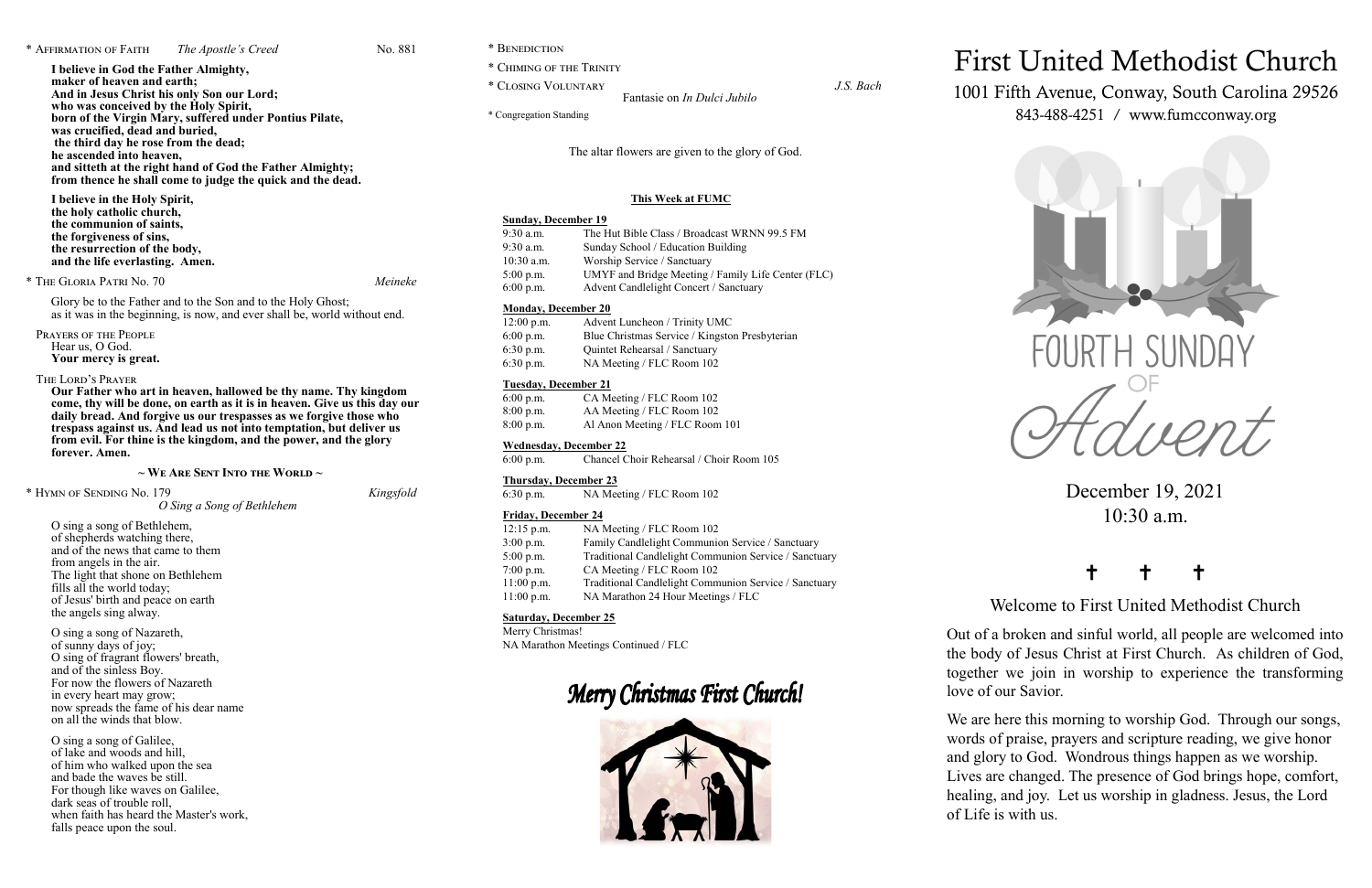\* AFFIRMATION OF FAITH *The Apostle's Creed* No. 881

**I believe in God the Father Almighty,
maker of heaven and earth;
And in Jesus Christ his only Son our Lord;
who was conceived by the Holy Spirit,
born of the Virgin Mary, suffered under Pontius Pilate,
was crucified, dead and buried,
the third day he rose from the dead;
he ascended into heaven,
and sitteth at the right hand of God the Father Almighty;
from thence he shall come to judge the quick and the dead.**

**I believe in the Holy Spirit,
the holy catholic church,
the communion of saints,
the forgiveness of sins,
the resurrection of the body,
and the life everlasting. Amen.**

\* THE GLORIA PATRI No. 70 *Meineke*

Glory be to the Father and to the Son and to the Holy Ghost;
as it was in the beginning, is now, and ever shall be, world without end.

PRAYERS OF THE PEOPLE
Hear us, O God.
**Your mercy is great.**

THE LORD'S PRAYER
**Our Father who art in heaven, hallowed be thy name. Thy kingdom come, thy will be done, on earth as it is in heaven. Give us this day our daily bread. And forgive us our trespasses as we forgive those who trespass against us. And lead us not into temptation, but deliver us from evil. For thine is the kingdom, and the power, and the glory forever. Amen.**

**~ WE ARE SENT INTO THE WORLD ~**

\* HYMN OF SENDING No. 179 *Kingsfold*
*O Sing a Song of Bethlehem*

O sing a song of Bethlehem,
of shepherds watching there,
and of the news that came to them
from angels in the air.
The light that shone on Bethlehem
fills all the world today;
of Jesus' birth and peace on earth
the angels sing alway.

O sing a song of Nazareth,
of sunny days of joy;
O sing of fragrant flowers' breath,
and of the sinless Boy.
For now the flowers of Nazareth
in every heart may grow;
now spreads the fame of his dear name
on all the winds that blow.

O sing a song of Galilee,
of lake and woods and hill,
of him who walked upon the sea
and bade the waves be still.
For though like waves on Galilee,
dark seas of trouble roll,
when faith has heard the Master's work,
falls peace upon the soul.

\* BENEDICTION

\* CHIMING OF THE TRINITY

\* CLOSING VOLUNTARY *J.S. Bach*
Fantasie on *In Dulci Jubilo*

\* Congregation Standing

The altar flowers are given to the glory of God.

**This Week at FUMC**

**Sunday, December 19**

| | |
|---|---|
| 9:30 a.m. | The Hut Bible Class / Broadcast WRNN 99.5 FM |
| 9:30 a.m. | Sunday School / Education Building |
| 10:30 a.m. | Worship Service / Sanctuary |
| 5:00 p.m. | UMYF and Bridge Meeting / Family Life Center (FLC) |
| 6:00 p.m. | Advent Candlelight Concert / Sanctuary |

**Monday, December 20**

| | |
|---|---|
| 12:00 p.m. | Advent Luncheon / Trinity UMC |
| 6:00 p.m. | Blue Christmas Service / Kingston Presbyterian |
| 6:30 p.m. | Quintet Rehearsal / Sanctuary |
| 6:30 p.m. | NA Meeting / FLC Room 102 |

**Tuesday, December 21**

| | |
|---|---|
| 6:00 p.m. | CA Meeting / FLC Room 102 |
| 8:00 p.m. | AA Meeting / FLC Room 102 |
| 8:00 p.m. | Al Anon Meeting / FLC Room 101 |

**Wednesday, December 22**

| | |
|---|---|
| 6:00 p.m. | Chancel Choir Rehearsal / Choir Room 105 |

**Thursday, December 23**

| | |
|---|---|
| 6:30 p.m. | NA Meeting / FLC Room 102 |

**Friday, December 24**

| | |
|---|---|
| 12:15 p.m. | NA Meeting / FLC Room 102 |
| 3:00 p.m. | Family Candlelight Communion Service / Sanctuary |
| 5:00 p.m. | Traditional Candlelight Communion Service / Sanctuary |
| 7:00 p.m. | CA Meeting / FLC Room 102 |
| 11:00 p.m. | Traditional Candlelight Communion Service / Sanctuary |
| 11:00 p.m. | NA Marathon 24 Hour Meetings / FLC |

**Saturday, December 25**
Merry Christmas!
NA Marathon Meetings Continued / FLC

*Merry Christmas First Church!*

# First United Methodist Church

1001 Fifth Avenue, Conway, South Carolina 29526
843-488-4251 / www.fumcconway.org

FOURTH SUNDAY OF Advent

December 19, 2021
10:30 a.m.

✝ ✝ ✝

## Welcome to First United Methodist Church

Out of a broken and sinful world, all people are welcomed into the body of Jesus Christ at First Church. As children of God, together we join in worship to experience the transforming love of our Savior.

We are here this morning to worship God. Through our songs, words of praise, prayers and scripture reading, we give honor and glory to God. Wondrous things happen as we worship. Lives are changed. The presence of God brings hope, comfort, healing, and joy. Let us worship in gladness. Jesus, the Lord of Life is with us.